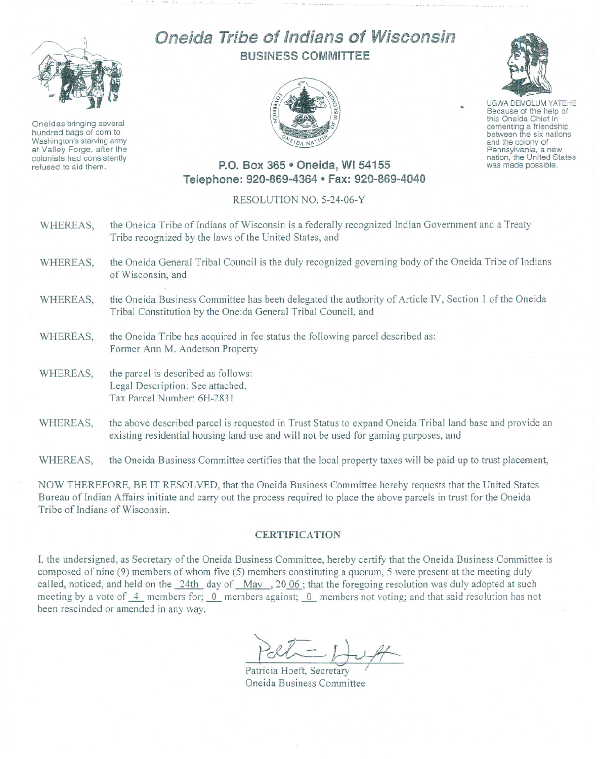# Oneida Tribe of Indians of Wisconsin

## BUSINESS COMMITTEE

Oneidas bringing several hundred bags of corn to Washington's starving army at Valley Forge, after the colonists had consistently refused to aid them.

UGWA DEMOLUM YATEHE
Because of the help of this Oneida Chief in cementing a friendship between the six nations and the colony of Pennsylvania, a new nation, the United States was made possible.

**P.O. Box 365 • Oneida, WI 54155**
**Telephone: 920-869-4364 • Fax: 920-869-4040**

RESOLUTION NO. 5-24-06-Y

WHEREAS, the Oneida Tribe of Indians of Wisconsin is a federally recognized Indian Government and a Treaty Tribe recognized by the laws of the United States, and

WHEREAS, the Oneida General Tribal Council is the duly recognized governing body of the Oneida Tribe of Indians of Wisconsin, and

WHEREAS, the Oneida Business Committee has been delegated the authority of Article IV, Section 1 of the Oneida Tribal Constitution by the Oneida General Tribal Council, and

WHEREAS, the Oneida Tribe has acquired in fee status the following parcel described as:
Former Ann M. Anderson Property

WHEREAS, the parcel is described as follows:
Legal Description: See attached.
Tax Parcel Number: 6H-2831

WHEREAS, the above described parcel is requested in Trust Status to expand Oneida Tribal land base and provide an existing residential housing land use and will not be used for gaming purposes, and

WHEREAS, the Oneida Business Committee certifies that the local property taxes will be paid up to trust placement,

NOW THEREFORE, BE IT RESOLVED, that the Oneida Business Committee hereby requests that the United States Bureau of Indian Affairs initiate and carry out the process required to place the above parcels in trust for the Oneida Tribe of Indians of Wisconsin.

### CERTIFICATION

I, the undersigned, as Secretary of the Oneida Business Committee, hereby certify that the Oneida Business Committee is composed of nine (9) members of whom five (5) members constituting a quorum, 5 were present at the meeting duly called, noticed, and held on the 24th day of May, 2006; that the foregoing resolution was duly adopted at such meeting by a vote of 4 members for; 0 members against; 0 members not voting; and that said resolution has not been rescinded or amended in any way.

Patricia Hoeft, Secretary
Oneida Business Committee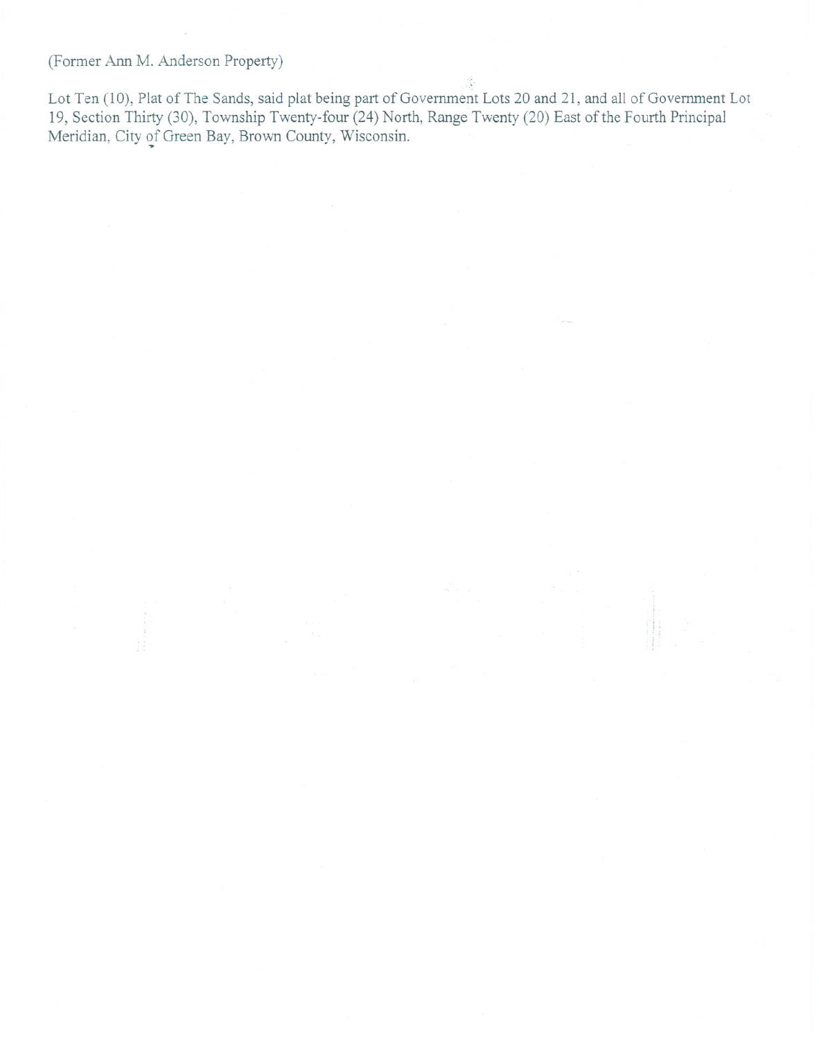(Former Ann M. Anderson Property)

Lot Ten (10), Plat of The Sands, said plat being part of Government Lots 20 and 21, and all of Government Lot 19, Section Thirty (30), Township Twenty-four (24) North, Range Twenty (20) East of the Fourth Principal Meridian, City of Green Bay, Brown County, Wisconsin.